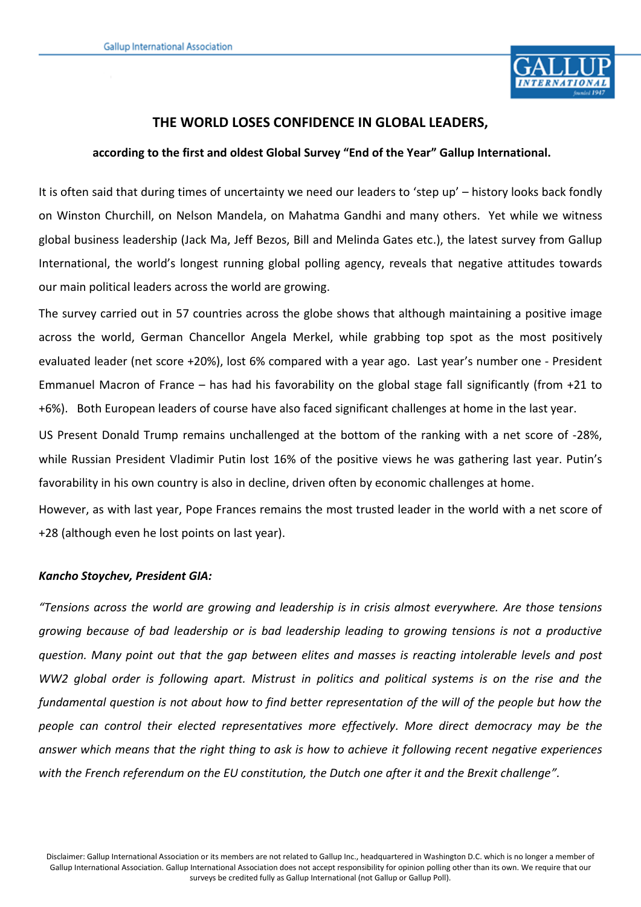# THE WORLD LOSES CONFIDENCE IN GLOBAL LEADERS,

**according to the first and oldest Global Survey "End of the Year" Gallup International.**

It is often said that during times of uncertainty we need our leaders to 'step up' – history looks back fondly on Winston Churchill, on Nelson Mandela, on Mahatma Gandhi and many others. Yet while we witness global business leadership (Jack Ma, Jeff Bezos, Bill and Melinda Gates etc.), the latest survey from Gallup International, the world's longest running global polling agency, reveals that negative attitudes towards our main political leaders across the world are growing.

The survey carried out in 57 countries across the globe shows that although maintaining a positive image across the world, German Chancellor Angela Merkel, while grabbing top spot as the most positively evaluated leader (net score +20%), lost 6% compared with a year ago. Last year's number one - President Emmanuel Macron of France – has had his favorability on the global stage fall significantly (from +21 to +6%). Both European leaders of course have also faced significant challenges at home in the last year.

US Present Donald Trump remains unchallenged at the bottom of the ranking with a net score of -28%, while Russian President Vladimir Putin lost 16% of the positive views he was gathering last year. Putin's favorability in his own country is also in decline, driven often by economic challenges at home.

However, as with last year, Pope Frances remains the most trusted leader in the world with a net score of +28 (although even he lost points on last year).

***Kancho Stoychev, President GIA:***

*"Tensions across the world are growing and leadership is in crisis almost everywhere. Are those tensions growing because of bad leadership or is bad leadership leading to growing tensions is not a productive question. Many point out that the gap between elites and masses is reacting intolerable levels and post WW2 global order is following apart. Mistrust in politics and political systems is on the rise and the fundamental question is not about how to find better representation of the will of the people but how the people can control their elected representatives more effectively. More direct democracy may be the answer which means that the right thing to ask is how to achieve it following recent negative experiences with the French referendum on the EU constitution, the Dutch one after it and the Brexit challenge".*

Disclaimer: Gallup International Association or its members are not related to Gallup Inc., headquartered in Washington D.C. which is no longer a member of Gallup International Association. Gallup International Association does not accept responsibility for opinion polling other than its own. We require that our surveys be credited fully as Gallup International (not Gallup or Gallup Poll).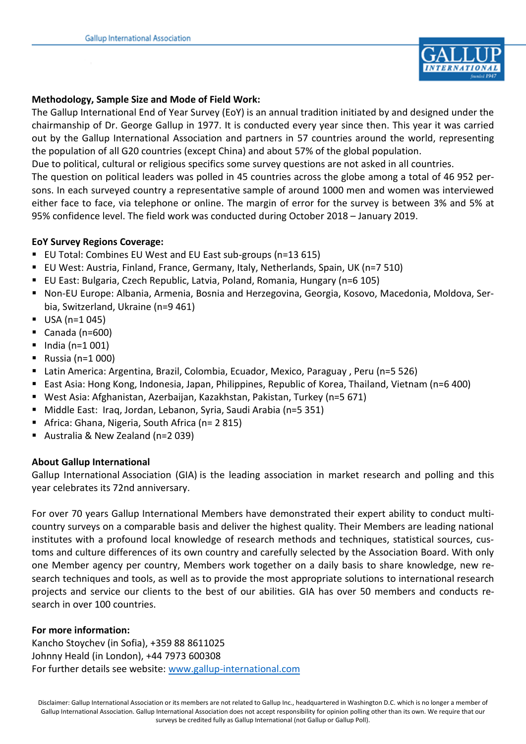**Methodology, Sample Size and Mode of Field Work:**

The Gallup International End of Year Survey (EoY) is an annual tradition initiated by and designed under the chairmanship of Dr. George Gallup in 1977. It is conducted every year since then. This year it was carried out by the Gallup International Association and partners in 57 countries around the world, representing the population of all G20 countries (except China) and about 57% of the global population.

Due to political, cultural or religious specifics some survey questions are not asked in all countries.

The question on political leaders was polled in 45 countries across the globe among a total of 46 952 persons. In each surveyed country a representative sample of around 1000 men and women was interviewed either face to face, via telephone or online. The margin of error for the survey is between 3% and 5% at 95% confidence level. The field work was conducted during October 2018 – January 2019.

**EoY Survey Regions Coverage:**

- EU Total: Combines EU West and EU East sub-groups (n=13 615)
- EU West: Austria, Finland, France, Germany, Italy, Netherlands, Spain, UK (n=7 510)
- EU East: Bulgaria, Czech Republic, Latvia, Poland, Romania, Hungary (n=6 105)
- Non-EU Europe: Albania, Armenia, Bosnia and Herzegovina, Georgia, Kosovo, Macedonia, Moldova, Serbia, Switzerland, Ukraine (n=9 461)
- USA (n=1 045)
- Canada (n=600)
- India (n=1 001)
- Russia (n=1 000)
- Latin America: Argentina, Brazil, Colombia, Ecuador, Mexico, Paraguay , Peru (n=5 526)
- East Asia: Hong Kong, Indonesia, Japan, Philippines, Republic of Korea, Thailand, Vietnam (n=6 400)
- West Asia: Afghanistan, Azerbaijan, Kazakhstan, Pakistan, Turkey (n=5 671)
- Middle East: Iraq, Jordan, Lebanon, Syria, Saudi Arabia (n=5 351)
- Africa: Ghana, Nigeria, South Africa (n= 2 815)
- Australia & New Zealand (n=2 039)

**About Gallup International**

Gallup International Association (GIA) is the leading association in market research and polling and this year celebrates its 72nd anniversary.

For over 70 years Gallup International Members have demonstrated their expert ability to conduct multi-country surveys on a comparable basis and deliver the highest quality. Their Members are leading national institutes with a profound local knowledge of research methods and techniques, statistical sources, customs and culture differences of its own country and carefully selected by the Association Board. With only one Member agency per country, Members work together on a daily basis to share knowledge, new research techniques and tools, as well as to provide the most appropriate solutions to international research projects and service our clients to the best of our abilities. GIA has over 50 members and conducts research in over 100 countries.

**For more information:**

Kancho Stoychev (in Sofia), +359 88 8611025
Johnny Heald (in London), +44 7973 600308
For further details see website: www.gallup-international.com

Disclaimer: Gallup International Association or its members are not related to Gallup Inc., headquartered in Washington D.C. which is no longer a member of Gallup International Association. Gallup International Association does not accept responsibility for opinion polling other than its own. We require that our surveys be credited fully as Gallup International (not Gallup or Gallup Poll).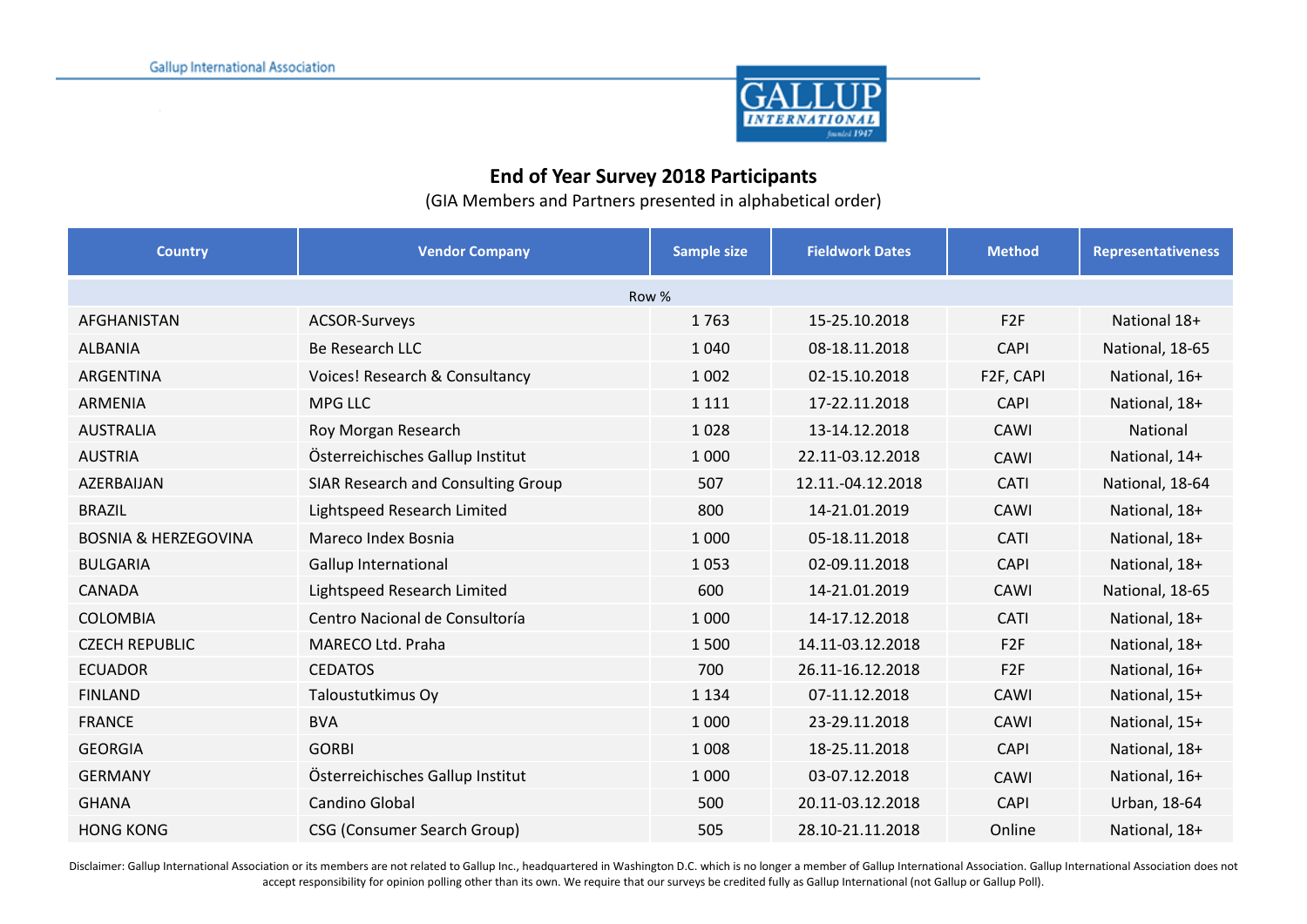# End of Year Survey 2018 Participants

(GIA Members and Partners presented in alphabetical order)

| Country | Vendor Company | Sample size | Fieldwork Dates | Method | Representativeness |
|---|---|---|---|---|---|
| Row % | | | | | |
| AFGHANISTAN | ACSOR-Surveys | 1 763 | 15-25.10.2018 | F2F | National 18+ |
| ALBANIA | Be Research LLC | 1 040 | 08-18.11.2018 | CAPI | National, 18-65 |
| ARGENTINA | Voices! Research & Consultancy | 1 002 | 02-15.10.2018 | F2F, CAPI | National, 16+ |
| ARMENIA | MPG LLC | 1 111 | 17-22.11.2018 | CAPI | National, 18+ |
| AUSTRALIA | Roy Morgan Research | 1 028 | 13-14.12.2018 | CAWI | National |
| AUSTRIA | Österreichisches Gallup Institut | 1 000 | 22.11-03.12.2018 | CAWI | National, 14+ |
| AZERBAIJAN | SIAR Research and Consulting Group | 507 | 12.11.-04.12.2018 | CATI | National, 18-64 |
| BRAZIL | Lightspeed Research Limited | 800 | 14-21.01.2019 | CAWI | National, 18+ |
| BOSNIA & HERZEGOVINA | Mareco Index Bosnia | 1 000 | 05-18.11.2018 | CATI | National, 18+ |
| BULGARIA | Gallup International | 1 053 | 02-09.11.2018 | CAPI | National, 18+ |
| CANADA | Lightspeed Research Limited | 600 | 14-21.01.2019 | CAWI | National, 18-65 |
| COLOMBIA | Centro Nacional de Consultoría | 1 000 | 14-17.12.2018 | CATI | National, 18+ |
| CZECH REPUBLIC | MARECO Ltd. Praha | 1 500 | 14.11-03.12.2018 | F2F | National, 18+ |
| ECUADOR | CEDATOS | 700 | 26.11-16.12.2018 | F2F | National, 16+ |
| FINLAND | Taloustutkimus Oy | 1 134 | 07-11.12.2018 | CAWI | National, 15+ |
| FRANCE | BVA | 1 000 | 23-29.11.2018 | CAWI | National, 15+ |
| GEORGIA | GORBI | 1 008 | 18-25.11.2018 | CAPI | National, 18+ |
| GERMANY | Österreichisches Gallup Institut | 1 000 | 03-07.12.2018 | CAWI | National, 16+ |
| GHANA | Candino Global | 500 | 20.11-03.12.2018 | CAPI | Urban, 18-64 |
| HONG KONG | CSG (Consumer Search Group) | 505 | 28.10-21.11.2018 | Online | National, 18+ |

Disclaimer: Gallup International Association or its members are not related to Gallup Inc., headquartered in Washington D.C. which is no longer a member of Gallup International Association. Gallup International Association does not accept responsibility for opinion polling other than its own. We require that our surveys be credited fully as Gallup International (not Gallup or Gallup Poll).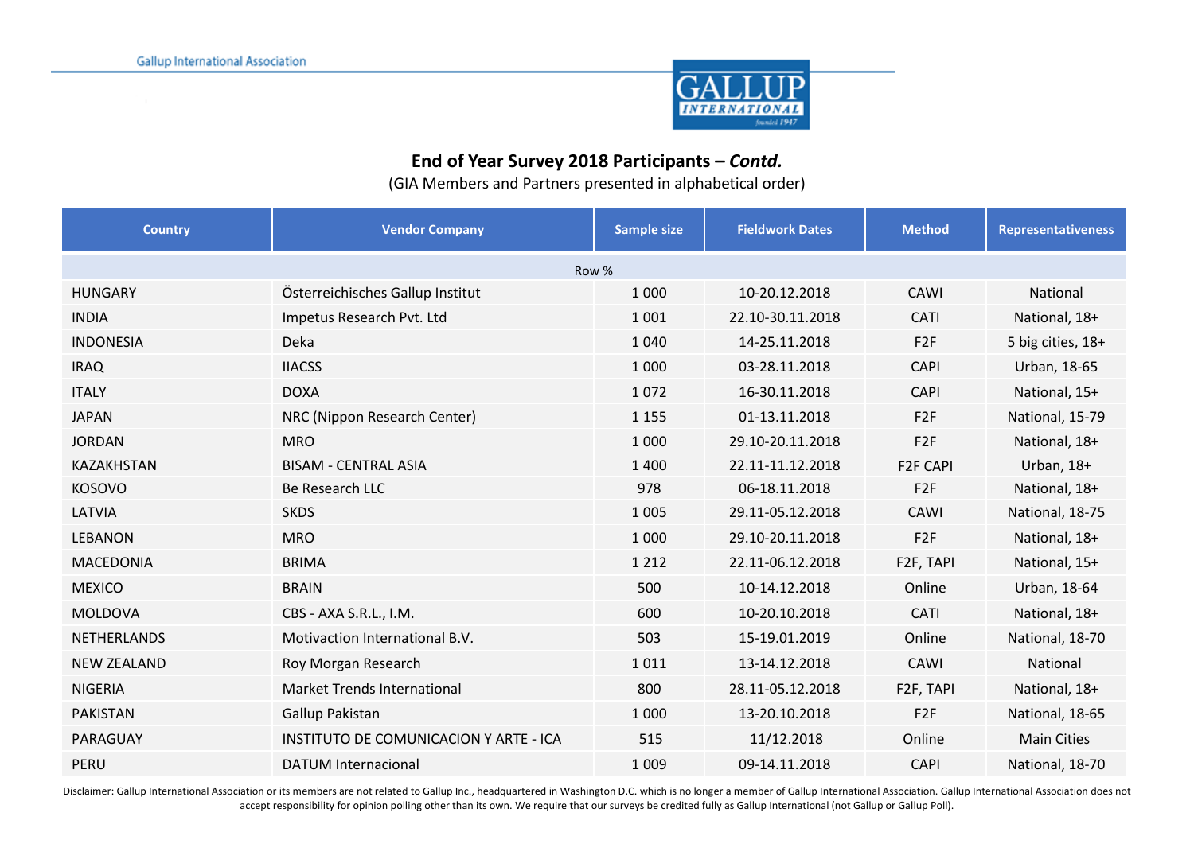## End of Year Survey 2018 Participants – *Contd.*

(GIA Members and Partners presented in alphabetical order)

| Country | Vendor Company | Sample size | Fieldwork Dates | Method | Representativeness |
|---|---|---|---|---|---|
| | | Row % | | | |
| HUNGARY | Österreichisches Gallup Institut | 1 000 | 10-20.12.2018 | CAWI | National |
| INDIA | Impetus Research Pvt. Ltd | 1 001 | 22.10-30.11.2018 | CATI | National, 18+ |
| INDONESIA | Deka | 1 040 | 14-25.11.2018 | F2F | 5 big cities, 18+ |
| IRAQ | IIACSS | 1 000 | 03-28.11.2018 | CAPI | Urban, 18-65 |
| ITALY | DOXA | 1 072 | 16-30.11.2018 | CAPI | National, 15+ |
| JAPAN | NRC (Nippon Research Center) | 1 155 | 01-13.11.2018 | F2F | National, 15-79 |
| JORDAN | MRO | 1 000 | 29.10-20.11.2018 | F2F | National, 18+ |
| KAZAKHSTAN | BISAM - CENTRAL ASIA | 1 400 | 22.11-11.12.2018 | F2F CAPI | Urban, 18+ |
| KOSOVO | Be Research LLC | 978 | 06-18.11.2018 | F2F | National, 18+ |
| LATVIA | SKDS | 1 005 | 29.11-05.12.2018 | CAWI | National, 18-75 |
| LEBANON | MRO | 1 000 | 29.10-20.11.2018 | F2F | National, 18+ |
| MACEDONIA | BRIMA | 1 212 | 22.11-06.12.2018 | F2F, TAPI | National, 15+ |
| MEXICO | BRAIN | 500 | 10-14.12.2018 | Online | Urban, 18-64 |
| MOLDOVA | CBS - AXA S.R.L., I.M. | 600 | 10-20.10.2018 | CATI | National, 18+ |
| NETHERLANDS | Motivaction International B.V. | 503 | 15-19.01.2019 | Online | National, 18-70 |
| NEW ZEALAND | Roy Morgan Research | 1 011 | 13-14.12.2018 | CAWI | National |
| NIGERIA | Market Trends International | 800 | 28.11-05.12.2018 | F2F, TAPI | National, 18+ |
| PAKISTAN | Gallup Pakistan | 1 000 | 13-20.10.2018 | F2F | National, 18-65 |
| PARAGUAY | INSTITUTO DE COMUNICACION Y ARTE - ICA | 515 | 11/12.2018 | Online | Main Cities |
| PERU | DATUM Internacional | 1 009 | 09-14.11.2018 | CAPI | National, 18-70 |

Disclaimer: Gallup International Association or its members are not related to Gallup Inc., headquartered in Washington D.C. which is no longer a member of Gallup International Association. Gallup International Association does not accept responsibility for opinion polling other than its own. We require that our surveys be credited fully as Gallup International (not Gallup or Gallup Poll).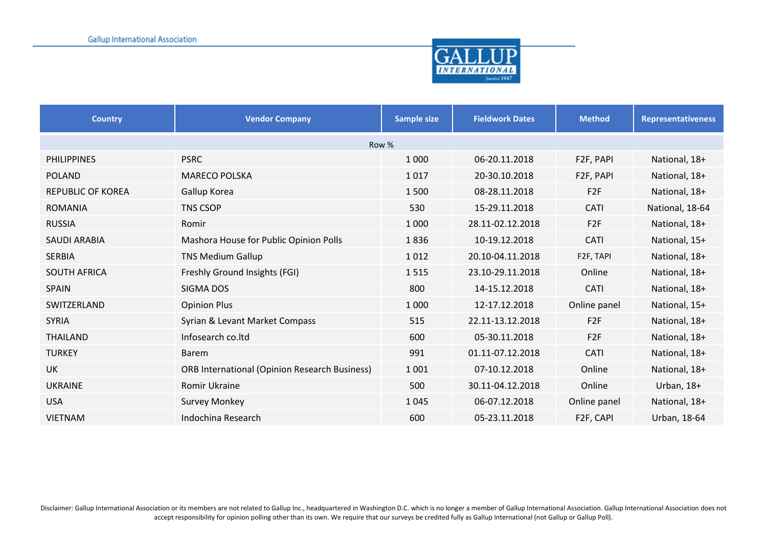| Country | Vendor Company | Sample size | Fieldwork Dates | Method | Representativeness |
|---|---|---|---|---|---|
| Row % | | | | | |
| PHILIPPINES | PSRC | 1 000 | 06-20.11.2018 | F2F, PAPI | National, 18+ |
| POLAND | MARECO POLSKA | 1 017 | 20-30.10.2018 | F2F, PAPI | National, 18+ |
| REPUBLIC OF KOREA | Gallup Korea | 1 500 | 08-28.11.2018 | F2F | National, 18+ |
| ROMANIA | TNS CSOP | 530 | 15-29.11.2018 | CATI | National, 18-64 |
| RUSSIA | Romir | 1 000 | 28.11-02.12.2018 | F2F | National, 18+ |
| SAUDI ARABIA | Mashora House for Public Opinion Polls | 1 836 | 10-19.12.2018 | CATI | National, 15+ |
| SERBIA | TNS Medium Gallup | 1 012 | 20.10-04.11.2018 | F2F, TAPI | National, 18+ |
| SOUTH AFRICA | Freshly Ground Insights (FGI) | 1 515 | 23.10-29.11.2018 | Online | National, 18+ |
| SPAIN | SIGMA DOS | 800 | 14-15.12.2018 | CATI | National, 18+ |
| SWITZERLAND | Opinion Plus | 1 000 | 12-17.12.2018 | Online panel | National, 15+ |
| SYRIA | Syrian & Levant Market Compass | 515 | 22.11-13.12.2018 | F2F | National, 18+ |
| THAILAND | Infosearch co.ltd | 600 | 05-30.11.2018 | F2F | National, 18+ |
| TURKEY | Barem | 991 | 01.11-07.12.2018 | CATI | National, 18+ |
| UK | ORB International (Opinion Research Business) | 1 001 | 07-10.12.2018 | Online | National, 18+ |
| UKRAINE | Romir Ukraine | 500 | 30.11-04.12.2018 | Online | Urban, 18+ |
| USA | Survey Monkey | 1 045 | 06-07.12.2018 | Online panel | National, 18+ |
| VIETNAM | Indochina Research | 600 | 05-23.11.2018 | F2F, CAPI | Urban, 18-64 |

Disclaimer: Gallup International Association or its members are not related to Gallup Inc., headquartered in Washington D.C. which is no longer a member of Gallup International Association. Gallup International Association does not accept responsibility for opinion polling other than its own. We require that our surveys be credited fully as Gallup International (not Gallup or Gallup Poll).